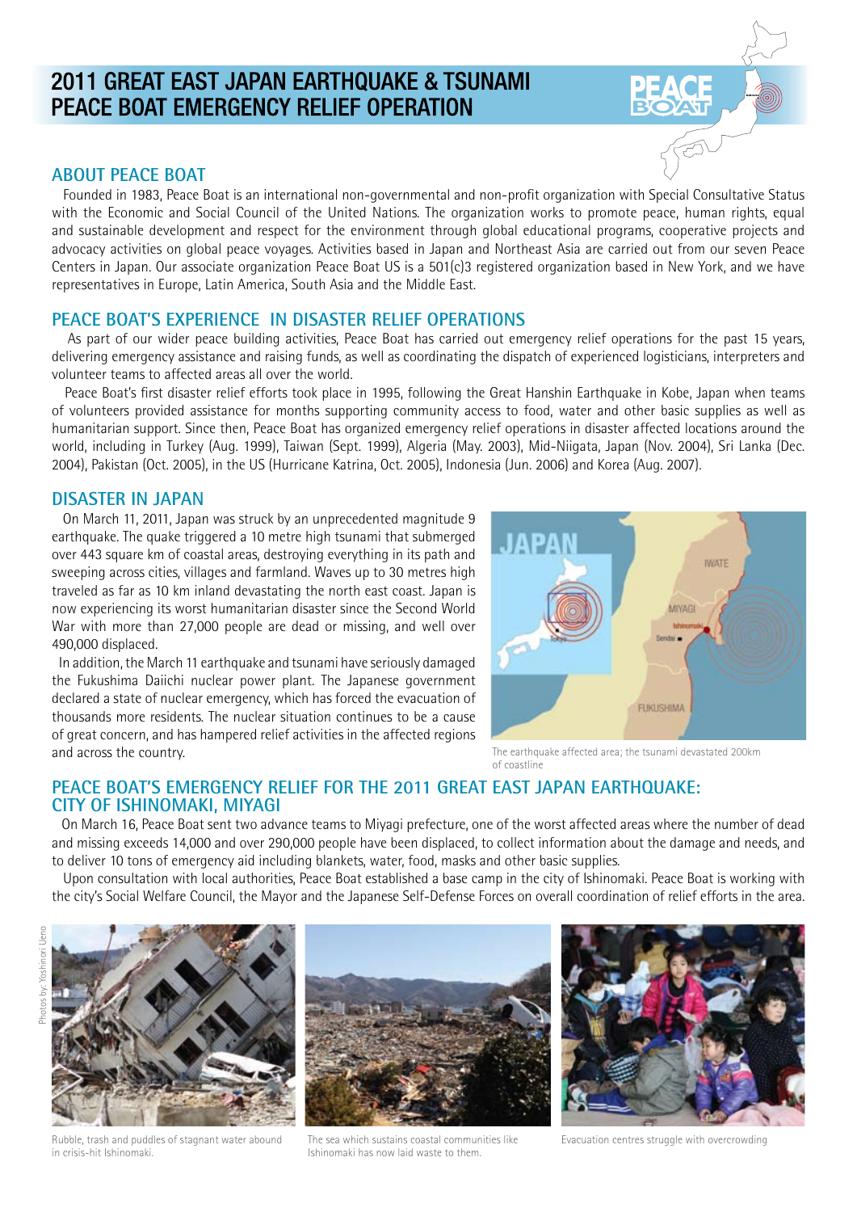# 2011 GREAT EAST JAPAN EARTHQUAKE & TSUNAMI PEACE BOAT EMERGENCY RELIEF OPERATION

## ABOUT PEACE BOAT

Founded in 1983, Peace Boat is an international non-governmental and non-profit organization with Special Consultative Status with the Economic and Social Council of the United Nations. The organization works to promote peace, human rights, equal and sustainable development and respect for the environment through global educational programs, cooperative projects and advocacy activities on global peace voyages. Activities based in Japan and Northeast Asia are carried out from our seven Peace Centers in Japan. Our associate organization Peace Boat US is a 501(c)3 registered organization based in New York, and we have representatives in Europe, Latin America, South Asia and the Middle East.

## PEACE BOAT'S EXPERIENCE IN DISASTER RELIEF OPERATIONS

As part of our wider peace building activities, Peace Boat has carried out emergency relief operations for the past 15 years, delivering emergency assistance and raising funds, as well as coordinating the dispatch of experienced logisticians, interpreters and volunteer teams to affected areas all over the world.

Peace Boat's first disaster relief efforts took place in 1995, following the Great Hanshin Earthquake in Kobe, Japan when teams of volunteers provided assistance for months supporting community access to food, water and other basic supplies as well as humanitarian support. Since then, Peace Boat has organized emergency relief operations in disaster affected locations around the world, including in Turkey (Aug. 1999), Taiwan (Sept. 1999), Algeria (May. 2003), Mid-Niigata, Japan (Nov. 2004), Sri Lanka (Dec. 2004), Pakistan (Oct. 2005), in the US (Hurricane Katrina, Oct. 2005), Indonesia (Jun. 2006) and Korea (Aug. 2007).

## DISASTER IN JAPAN

On March 11, 2011, Japan was struck by an unprecedented magnitude 9 earthquake. The quake triggered a 10 metre high tsunami that submerged over 443 square km of coastal areas, destroying everything in its path and sweeping across cities, villages and farmland. Waves up to 30 metres high traveled as far as 10 km inland devastating the north east coast. Japan is now experiencing its worst humanitarian disaster since the Second World War with more than 27,000 people are dead or missing, and well over 490,000 displaced.

In addition, the March 11 earthquake and tsunami have seriously damaged the Fukushima Daiichi nuclear power plant. The Japanese government declared a state of nuclear emergency, which has forced the evacuation of thousands more residents. The nuclear situation continues to be a cause of great concern, and has hampered relief activities in the affected regions and across the country.

The earthquake affected area; the tsunami devastated 200km of coastline

## PEACE BOAT'S EMERGENCY RELIEF FOR THE 2011 GREAT EAST JAPAN EARTHQUAKE: CITY OF ISHINOMAKI, MIYAGI

On March 16, Peace Boat sent two advance teams to Miyagi prefecture, one of the worst affected areas where the number of dead and missing exceeds 14,000 and over 290,000 people have been displaced, to collect information about the damage and needs, and to deliver 10 tons of emergency aid including blankets, water, food, masks and other basic supplies.

Upon consultation with local authorities, Peace Boat established a base camp in the city of Ishinomaki. Peace Boat is working with the city's Social Welfare Council, the Mayor and the Japanese Self-Defense Forces on overall coordination of relief efforts in the area.

Photos by: Yoshinori Ueno

Rubble, trash and puddles of stagnant water abound in crisis-hit Ishinomaki.

The sea which sustains coastal communities like Ishinomaki has now laid waste to them.

Evacuation centres struggle with overcrowding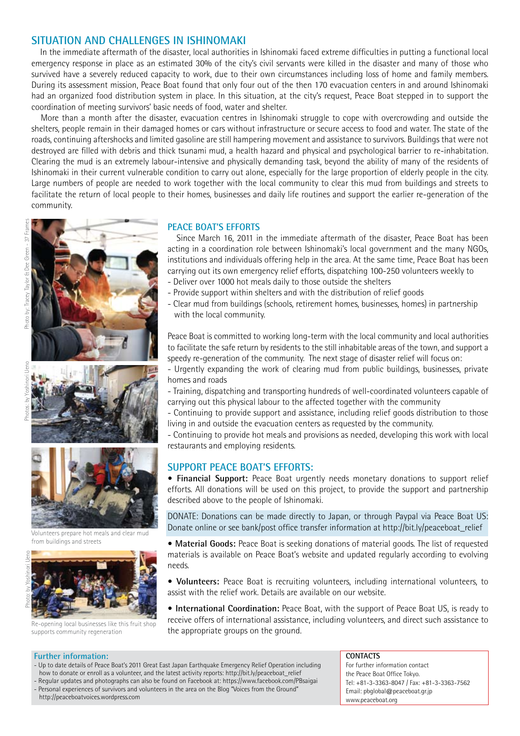## SITUATION AND CHALLENGES IN ISHINOMAKI

In the immediate aftermath of the disaster, local authorities in Ishinomaki faced extreme difficulties in putting a functional local emergency response in place as an estimated 30% of the city's civil servants were killed in the disaster and many of those who survived have a severely reduced capacity to work, due to their own circumstances including loss of home and family members. During its assessment mission, Peace Boat found that only four out of the then 170 evacuation centers in and around Ishinomaki had an organized food distribution system in place. In this situation, at the city's request, Peace Boat stepped in to support the coordination of meeting survivors' basic needs of food, water and shelter.

More than a month after the disaster, evacuation centres in Ishinomaki struggle to cope with overcrowding and outside the shelters, people remain in their damaged homes or cars without infrastructure or secure access to food and water. The state of the roads, continuing aftershocks and limited gasoline are still hampering movement and assistance to survivors. Buildings that were not destroyed are filled with debris and thick tsunami mud, a health hazard and physical and psychological barrier to re-inhabitation. Clearing the mud is an extremely labour-intensive and physically demanding task, beyond the ability of many of the residents of Ishinomaki in their current vulnerable condition to carry out alone, especially for the large proportion of elderly people in the city. Large numbers of people are needed to work together with the local community to clear this mud from buildings and streets to facilitate the return of local people to their homes, businesses and daily life routines and support the earlier re-generation of the community.

Photo by: Tracey Taylor & Dee Green - 37 Frames

Photos: by Yoshinori Ueno

Volunteers prepare hot meals and clear mud from buildings and streets

Photo: by Yoshinori Ueno

Re-opening local businesses like this fruit shop supports community regeneration

## PEACE BOAT'S EFFORTS

Since March 16, 2011 in the immediate aftermath of the disaster, Peace Boat has been acting in a coordination role between Ishinomaki's local government and the many NGOs, institutions and individuals offering help in the area. At the same time, Peace Boat has been carrying out its own emergency relief efforts, dispatching 100-250 volunteers weekly to

- Deliver over 1000 hot meals daily to those outside the shelters
- Provide support within shelters and with the distribution of relief goods
- Clear mud from buildings (schools, retirement homes, businesses, homes) in partnership with the local community.

Peace Boat is committed to working long-term with the local community and local authorities to facilitate the safe return by residents to the still inhabitable areas of the town, and support a speedy re-generation of the community. The next stage of disaster relief will focus on:

- Urgently expanding the work of clearing mud from public buildings, businesses, private homes and roads
- Training, dispatching and transporting hundreds of well-coordinated volunteers capable of carrying out this physical labour to the affected together with the community
- Continuing to provide support and assistance, including relief goods distribution to those living in and outside the evacuation centers as requested by the community.
- Continuing to provide hot meals and provisions as needed, developing this work with local restaurants and employing residents.

## SUPPORT PEACE BOAT'S EFFORTS:

• **Financial Support:** Peace Boat urgently needs monetary donations to support relief efforts. All donations will be used on this project, to provide the support and partnership described above to the people of Ishinomaki.

DONATE: Donations can be made directly to Japan, or through Paypal via Peace Boat US: Donate online or see bank/post office transfer information at http://bit.ly/peaceboat_relief

• **Material Goods:** Peace Boat is seeking donations of material goods. The list of requested materials is available on Peace Boat's website and updated regularly according to evolving needs.

• **Volunteers:** Peace Boat is recruiting volunteers, including international volunteers, to assist with the relief work. Details are available on our website.

• **International Coordination:** Peace Boat, with the support of Peace Boat US, is ready to receive offers of international assistance, including volunteers, and direct such assistance to the appropriate groups on the ground.

### Further information:

- Up to date details of Peace Boat's 2011 Great East Japan Earthquake Emergency Relief Operation including how to donate or enroll as a volunteer, and the latest activity reports: http://bit.ly/peaceboat_relief
- Regular updates and photographs can also be found on Facebook at: https://www.facebook.com/PBsaigai
- Personal experiences of survivors and volunteers in the area on the Blog "Voices from the Ground" http://peaceboatvoices.wordpress.com

**CONTACTS**

For further information contact the Peace Boat Office Tokyo.
Tel: +81-3-3363-8047 / Fax: +81-3-3363-7562
Email: pbglobal@peaceboat.gr.jp
www.peaceboat.org